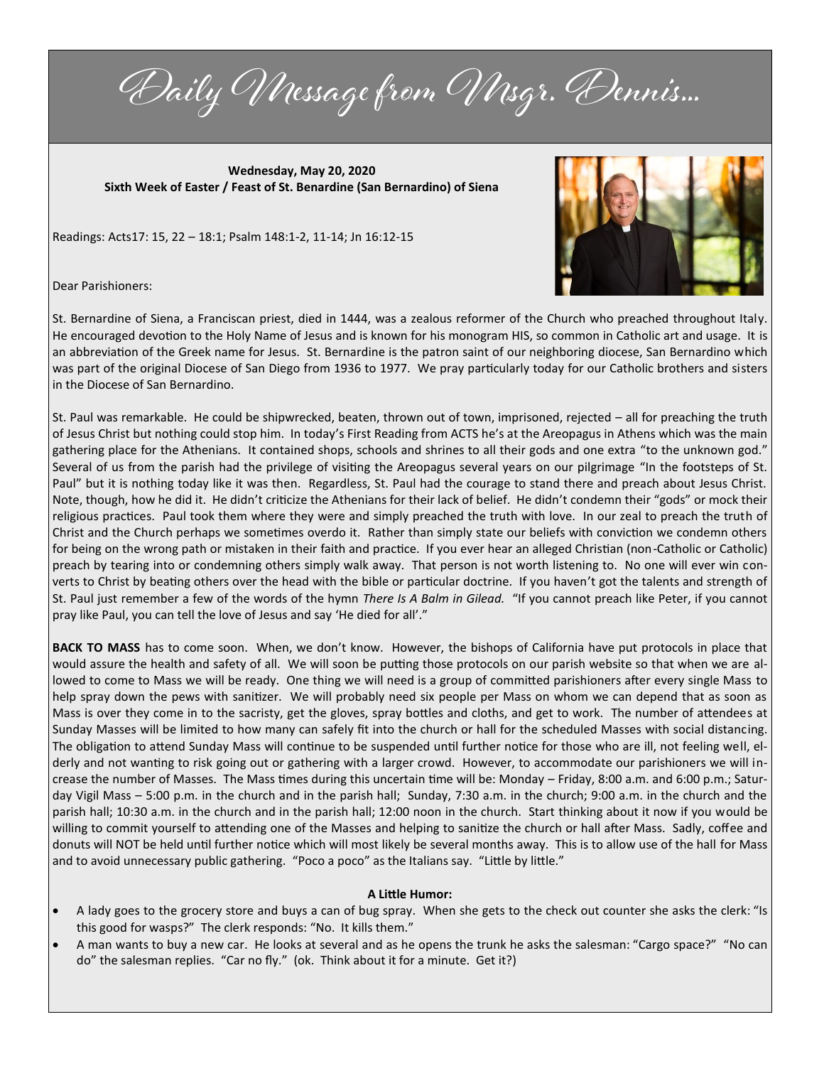# Daily Message from Msgr. Dennis…

**Wednesday, May 20, 2020**
**Sixth Week of Easter / Feast of St. Benardine (San Bernardino) of Siena**

Readings: Acts17: 15, 22 – 18:1; Psalm 148:1-2, 11-14; Jn 16:12-15

Dear Parishioners:

St. Bernardine of Siena, a Franciscan priest, died in 1444, was a zealous reformer of the Church who preached throughout Italy. He encouraged devotion to the Holy Name of Jesus and is known for his monogram HIS, so common in Catholic art and usage. It is an abbreviation of the Greek name for Jesus. St. Bernardine is the patron saint of our neighboring diocese, San Bernardino which was part of the original Diocese of San Diego from 1936 to 1977. We pray particularly today for our Catholic brothers and sisters in the Diocese of San Bernardino.

St. Paul was remarkable. He could be shipwrecked, beaten, thrown out of town, imprisoned, rejected – all for preaching the truth of Jesus Christ but nothing could stop him. In today's First Reading from ACTS he's at the Areopagus in Athens which was the main gathering place for the Athenians. It contained shops, schools and shrines to all their gods and one extra "to the unknown god." Several of us from the parish had the privilege of visiting the Areopagus several years on our pilgrimage "In the footsteps of St. Paul" but it is nothing today like it was then. Regardless, St. Paul had the courage to stand there and preach about Jesus Christ. Note, though, how he did it. He didn't criticize the Athenians for their lack of belief. He didn't condemn their "gods" or mock their religious practices. Paul took them where they were and simply preached the truth with love. In our zeal to preach the truth of Christ and the Church perhaps we sometimes overdo it. Rather than simply state our beliefs with conviction we condemn others for being on the wrong path or mistaken in their faith and practice. If you ever hear an alleged Christian (non-Catholic or Catholic) preach by tearing into or condemning others simply walk away. That person is not worth listening to. No one will ever win converts to Christ by beating others over the head with the bible or particular doctrine. If you haven't got the talents and strength of St. Paul just remember a few of the words of the hymn *There Is A Balm in Gilead.* "If you cannot preach like Peter, if you cannot pray like Paul, you can tell the love of Jesus and say 'He died for all'."

**BACK TO MASS** has to come soon. When, we don't know. However, the bishops of California have put protocols in place that would assure the health and safety of all. We will soon be putting those protocols on our parish website so that when we are allowed to come to Mass we will be ready. One thing we will need is a group of committed parishioners after every single Mass to help spray down the pews with sanitizer. We will probably need six people per Mass on whom we can depend that as soon as Mass is over they come in to the sacristy, get the gloves, spray bottles and cloths, and get to work. The number of attendees at Sunday Masses will be limited to how many can safely fit into the church or hall for the scheduled Masses with social distancing. The obligation to attend Sunday Mass will continue to be suspended until further notice for those who are ill, not feeling well, elderly and not wanting to risk going out or gathering with a larger crowd. However, to accommodate our parishioners we will increase the number of Masses. The Mass times during this uncertain time will be: Monday – Friday, 8:00 a.m. and 6:00 p.m.; Saturday Vigil Mass – 5:00 p.m. in the church and in the parish hall; Sunday, 7:30 a.m. in the church; 9:00 a.m. in the church and the parish hall; 10:30 a.m. in the church and in the parish hall; 12:00 noon in the church. Start thinking about it now if you would be willing to commit yourself to attending one of the Masses and helping to sanitize the church or hall after Mass. Sadly, coffee and donuts will NOT be held until further notice which will most likely be several months away. This is to allow use of the hall for Mass and to avoid unnecessary public gathering. "Poco a poco" as the Italians say. "Little by little."

**A Little Humor:**

- A lady goes to the grocery store and buys a can of bug spray. When she gets to the check out counter she asks the clerk: "Is this good for wasps?" The clerk responds: "No. It kills them."
- A man wants to buy a new car. He looks at several and as he opens the trunk he asks the salesman: "Cargo space?" "No can do" the salesman replies. "Car no fly." (ok. Think about it for a minute. Get it?)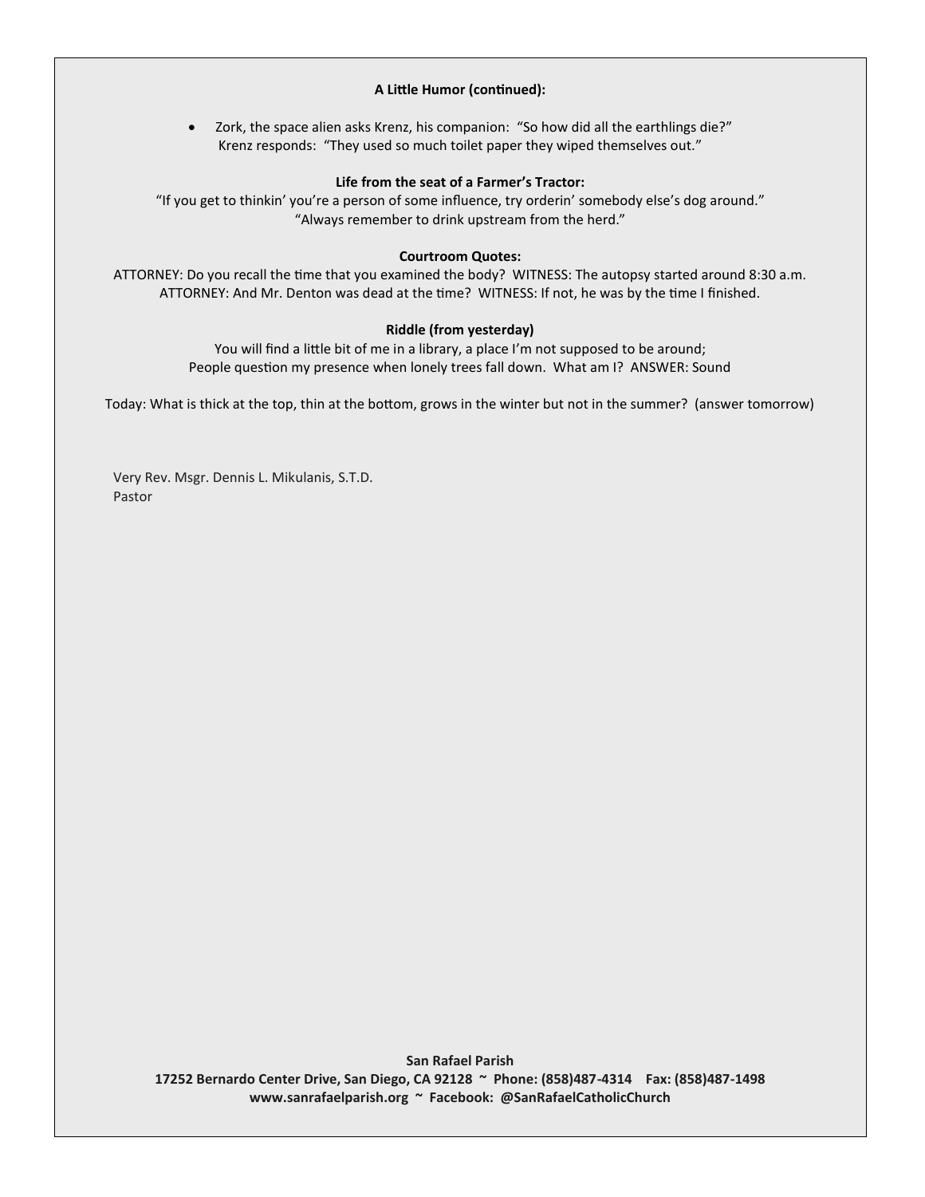**A Little Humor (continued):**

- Zork, the space alien asks Krenz, his companion: "So how did all the earthlings die?" Krenz responds: "They used so much toilet paper they wiped themselves out."

**Life from the seat of a Farmer's Tractor:**

"If you get to thinkin' you're a person of some influence, try orderin' somebody else's dog around."
"Always remember to drink upstream from the herd."

**Courtroom Quotes:**

ATTORNEY: Do you recall the time that you examined the body? WITNESS: The autopsy started around 8:30 a.m.
ATTORNEY: And Mr. Denton was dead at the time? WITNESS: If not, he was by the time I finished.

**Riddle (from yesterday)**

You will find a little bit of me in a library, a place I'm not supposed to be around;
People question my presence when lonely trees fall down. What am I? ANSWER: Sound

Today: What is thick at the top, thin at the bottom, grows in the winter but not in the summer? (answer tomorrow)

Very Rev. Msgr. Dennis L. Mikulanis, S.T.D.
Pastor

**San Rafael Parish**
**17252 Bernardo Center Drive, San Diego, CA 92128 ~ Phone: (858)487-4314 Fax: (858)487-1498**
**www.sanrafaelparish.org ~ Facebook: @SanRafaelCatholicChurch**